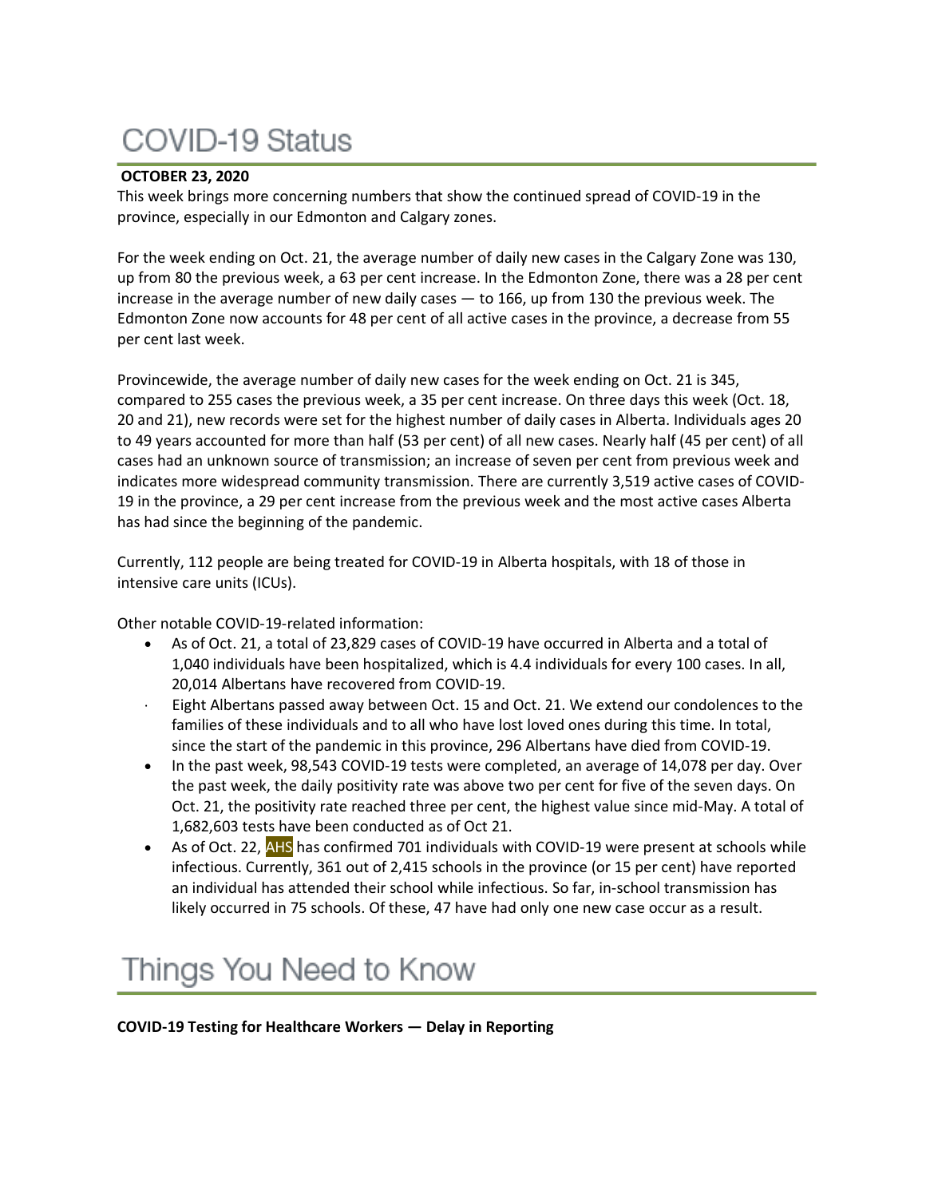# COVID-19 Status

**OCTOBER 23, 2020**

This week brings more concerning numbers that show the continued spread of COVID-19 in the province, especially in our Edmonton and Calgary zones.

For the week ending on Oct. 21, the average number of daily new cases in the Calgary Zone was 130, up from 80 the previous week, a 63 per cent increase. In the Edmonton Zone, there was a 28 per cent increase in the average number of new daily cases — to 166, up from 130 the previous week. The Edmonton Zone now accounts for 48 per cent of all active cases in the province, a decrease from 55 per cent last week.

Provincewide, the average number of daily new cases for the week ending on Oct. 21 is 345, compared to 255 cases the previous week, a 35 per cent increase. On three days this week (Oct. 18, 20 and 21), new records were set for the highest number of daily cases in Alberta. Individuals ages 20 to 49 years accounted for more than half (53 per cent) of all new cases. Nearly half (45 per cent) of all cases had an unknown source of transmission; an increase of seven per cent from previous week and indicates more widespread community transmission. There are currently 3,519 active cases of COVID-19 in the province, a 29 per cent increase from the previous week and the most active cases Alberta has had since the beginning of the pandemic.

Currently, 112 people are being treated for COVID-19 in Alberta hospitals, with 18 of those in intensive care units (ICUs).

Other notable COVID-19-related information:

- As of Oct. 21, a total of 23,829 cases of COVID-19 have occurred in Alberta and a total of 1,040 individuals have been hospitalized, which is 4.4 individuals for every 100 cases. In all, 20,014 Albertans have recovered from COVID-19.
- Eight Albertans passed away between Oct. 15 and Oct. 21. We extend our condolences to the families of these individuals and to all who have lost loved ones during this time. In total, since the start of the pandemic in this province, 296 Albertans have died from COVID-19.
- In the past week, 98,543 COVID-19 tests were completed, an average of 14,078 per day. Over the past week, the daily positivity rate was above two per cent for five of the seven days. On Oct. 21, the positivity rate reached three per cent, the highest value since mid-May. A total of 1,682,603 tests have been conducted as of Oct 21.
- As of Oct. 22, AHS has confirmed 701 individuals with COVID-19 were present at schools while infectious. Currently, 361 out of 2,415 schools in the province (or 15 per cent) have reported an individual has attended their school while infectious. So far, in-school transmission has likely occurred in 75 schools. Of these, 47 have had only one new case occur as a result.

# Things You Need to Know

**COVID-19 Testing for Healthcare Workers — Delay in Reporting**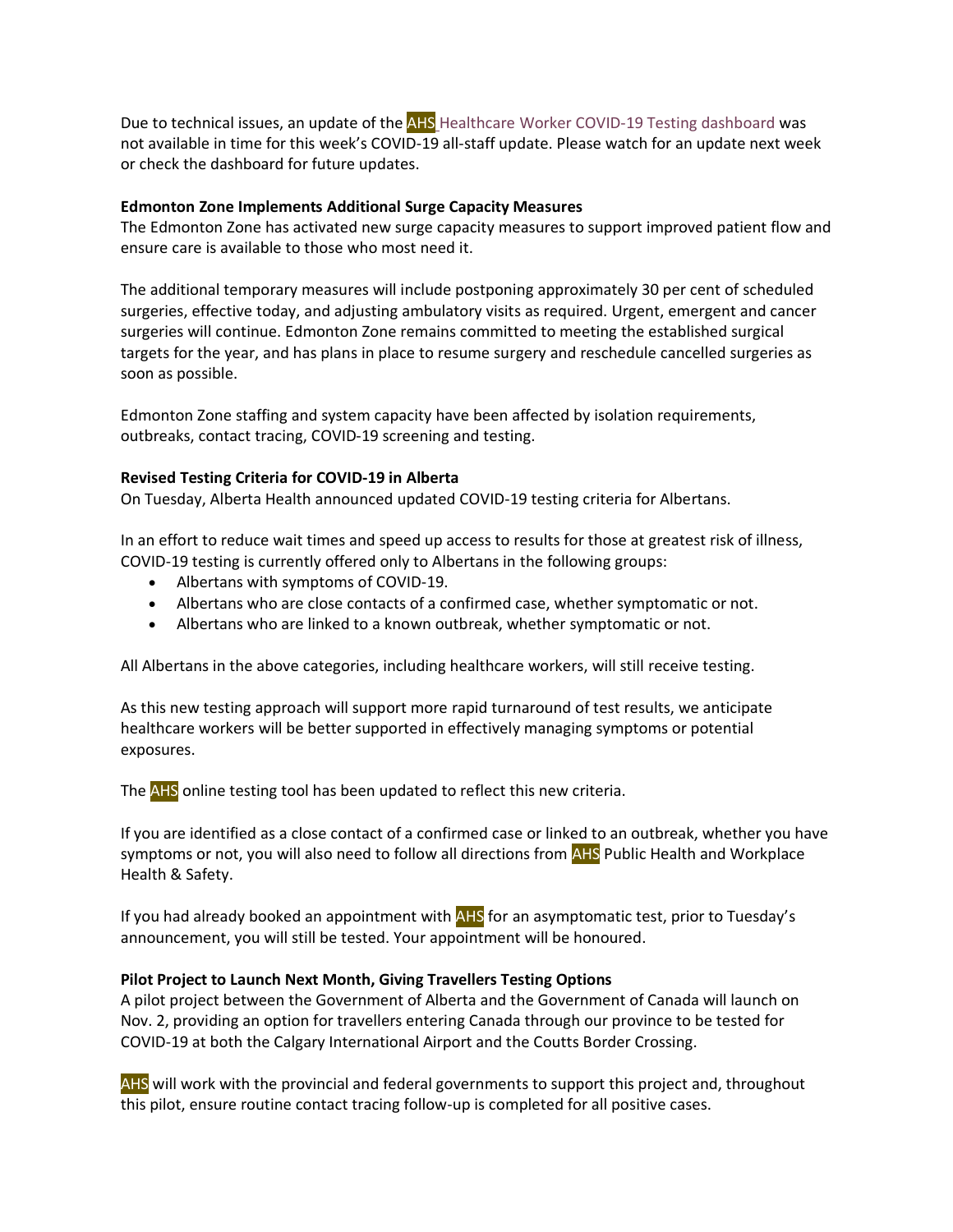Due to technical issues, an update of the AHS Healthcare Worker COVID-19 Testing dashboard was not available in time for this week's COVID-19 all-staff update. Please watch for an update next week or check the dashboard for future updates.

**Edmonton Zone Implements Additional Surge Capacity Measures**

The Edmonton Zone has activated new surge capacity measures to support improved patient flow and ensure care is available to those who most need it.

The additional temporary measures will include postponing approximately 30 per cent of scheduled surgeries, effective today, and adjusting ambulatory visits as required. Urgent, emergent and cancer surgeries will continue. Edmonton Zone remains committed to meeting the established surgical targets for the year, and has plans in place to resume surgery and reschedule cancelled surgeries as soon as possible.

Edmonton Zone staffing and system capacity have been affected by isolation requirements, outbreaks, contact tracing, COVID-19 screening and testing.

**Revised Testing Criteria for COVID-19 in Alberta**

On Tuesday, Alberta Health announced updated COVID-19 testing criteria for Albertans.

In an effort to reduce wait times and speed up access to results for those at greatest risk of illness, COVID-19 testing is currently offered only to Albertans in the following groups:

- Albertans with symptoms of COVID-19.
- Albertans who are close contacts of a confirmed case, whether symptomatic or not.
- Albertans who are linked to a known outbreak, whether symptomatic or not.

All Albertans in the above categories, including healthcare workers, will still receive testing.

As this new testing approach will support more rapid turnaround of test results, we anticipate healthcare workers will be better supported in effectively managing symptoms or potential exposures.

The AHS online testing tool has been updated to reflect this new criteria.

If you are identified as a close contact of a confirmed case or linked to an outbreak, whether you have symptoms or not, you will also need to follow all directions from AHS Public Health and Workplace Health & Safety.

If you had already booked an appointment with AHS for an asymptomatic test, prior to Tuesday's announcement, you will still be tested. Your appointment will be honoured.

**Pilot Project to Launch Next Month, Giving Travellers Testing Options**

A pilot project between the Government of Alberta and the Government of Canada will launch on Nov. 2, providing an option for travellers entering Canada through our province to be tested for COVID-19 at both the Calgary International Airport and the Coutts Border Crossing.

AHS will work with the provincial and federal governments to support this project and, throughout this pilot, ensure routine contact tracing follow-up is completed for all positive cases.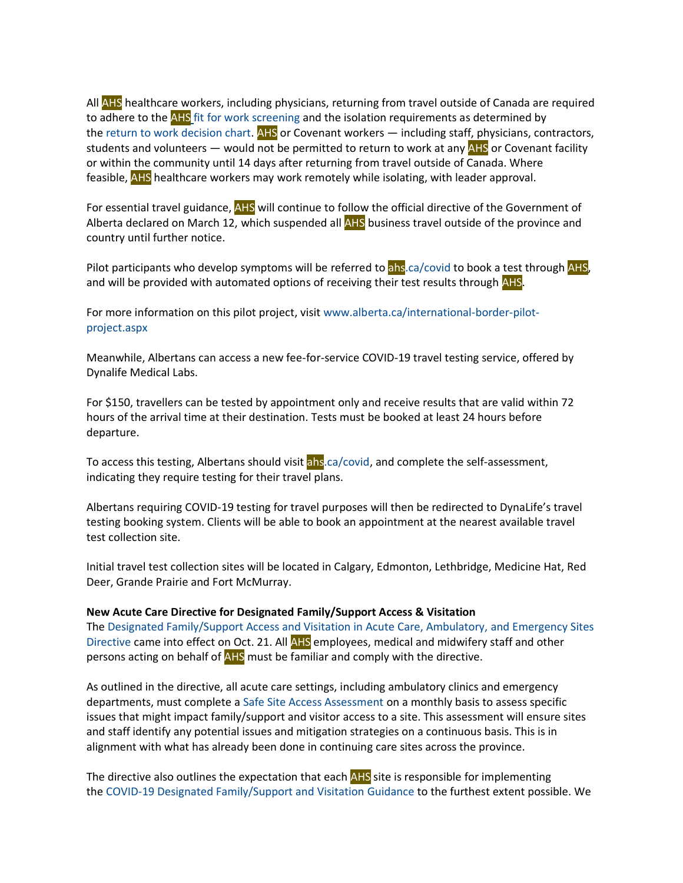All AHS healthcare workers, including physicians, returning from travel outside of Canada are required to adhere to the AHS fit for work screening and the isolation requirements as determined by the return to work decision chart. AHS or Covenant workers — including staff, physicians, contractors, students and volunteers — would not be permitted to return to work at any AHS or Covenant facility or within the community until 14 days after returning from travel outside of Canada. Where feasible, AHS healthcare workers may work remotely while isolating, with leader approval.

For essential travel guidance, AHS will continue to follow the official directive of the Government of Alberta declared on March 12, which suspended all AHS business travel outside of the province and country until further notice.

Pilot participants who develop symptoms will be referred to ahs.ca/covid to book a test through AHS, and will be provided with automated options of receiving their test results through AHS.

For more information on this pilot project, visit www.alberta.ca/international-border-pilot-project.aspx

Meanwhile, Albertans can access a new fee-for-service COVID-19 travel testing service, offered by Dynalife Medical Labs.

For $150, travellers can be tested by appointment only and receive results that are valid within 72 hours of the arrival time at their destination. Tests must be booked at least 24 hours before departure.

To access this testing, Albertans should visit ahs.ca/covid, and complete the self-assessment, indicating they require testing for their travel plans.

Albertans requiring COVID-19 testing for travel purposes will then be redirected to DynaLife's travel testing booking system. Clients will be able to book an appointment at the nearest available travel test collection site.

Initial travel test collection sites will be located in Calgary, Edmonton, Lethbridge, Medicine Hat, Red Deer, Grande Prairie and Fort McMurray.

**New Acute Care Directive for Designated Family/Support Access & Visitation**

The Designated Family/Support Access and Visitation in Acute Care, Ambulatory, and Emergency Sites Directive came into effect on Oct. 21. All AHS employees, medical and midwifery staff and other persons acting on behalf of AHS must be familiar and comply with the directive.

As outlined in the directive, all acute care settings, including ambulatory clinics and emergency departments, must complete a Safe Site Access Assessment on a monthly basis to assess specific issues that might impact family/support and visitor access to a site. This assessment will ensure sites and staff identify any potential issues and mitigation strategies on a continuous basis. This is in alignment with what has already been done in continuing care sites across the province.

The directive also outlines the expectation that each AHS site is responsible for implementing the COVID-19 Designated Family/Support and Visitation Guidance to the furthest extent possible. We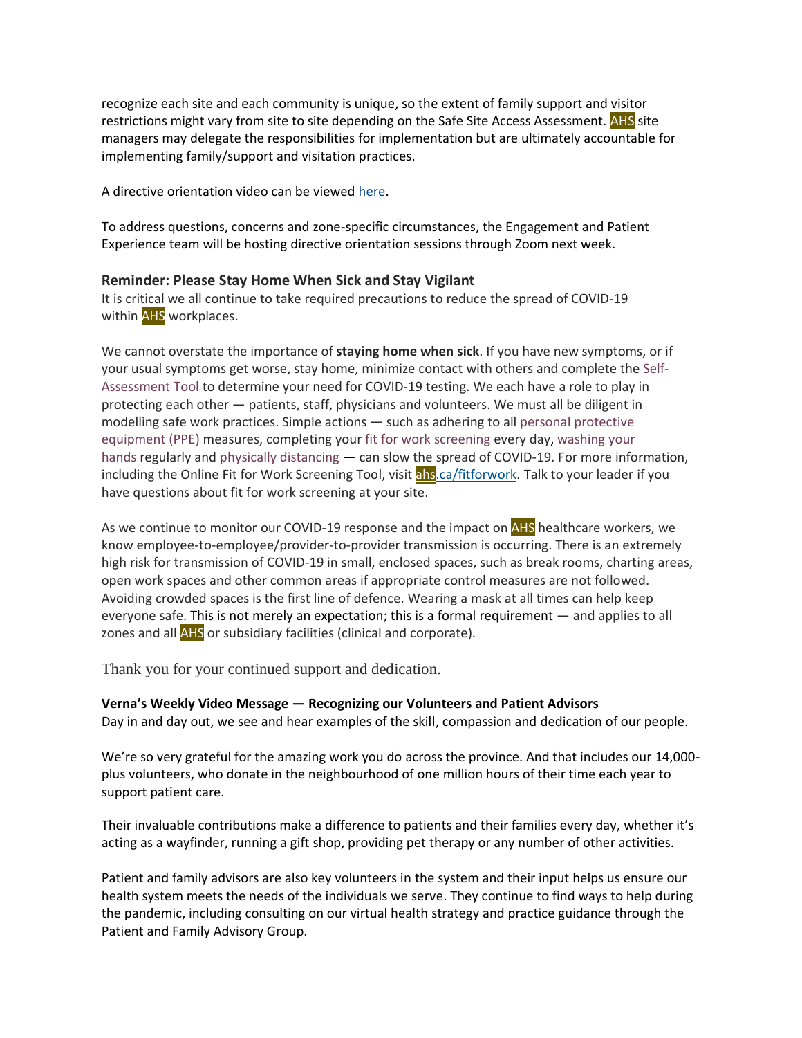recognize each site and each community is unique, so the extent of family support and visitor restrictions might vary from site to site depending on the Safe Site Access Assessment. AHS site managers may delegate the responsibilities for implementation but are ultimately accountable for implementing family/support and visitation practices.

A directive orientation video can be viewed here.

To address questions, concerns and zone-specific circumstances, the Engagement and Patient Experience team will be hosting directive orientation sessions through Zoom next week.

### Reminder: Please Stay Home When Sick and Stay Vigilant

It is critical we all continue to take required precautions to reduce the spread of COVID-19 within AHS workplaces.

We cannot overstate the importance of **staying home when sick**. If you have new symptoms, or if your usual symptoms get worse, stay home, minimize contact with others and complete the Self-Assessment Tool to determine your need for COVID-19 testing. We each have a role to play in protecting each other — patients, staff, physicians and volunteers. We must all be diligent in modelling safe work practices. Simple actions — such as adhering to all personal protective equipment (PPE) measures, completing your fit for work screening every day, washing your hands regularly and physically distancing — can slow the spread of COVID-19. For more information, including the Online Fit for Work Screening Tool, visit ahs.ca/fitforwork. Talk to your leader if you have questions about fit for work screening at your site.

As we continue to monitor our COVID-19 response and the impact on AHS healthcare workers, we know employee-to-employee/provider-to-provider transmission is occurring. There is an extremely high risk for transmission of COVID-19 in small, enclosed spaces, such as break rooms, charting areas, open work spaces and other common areas if appropriate control measures are not followed. Avoiding crowded spaces is the first line of defence. Wearing a mask at all times can help keep everyone safe. This is not merely an expectation; this is a formal requirement — and applies to all zones and all AHS or subsidiary facilities (clinical and corporate).

Thank you for your continued support and dedication.

**Verna's Weekly Video Message — Recognizing our Volunteers and Patient Advisors**

Day in and day out, we see and hear examples of the skill, compassion and dedication of our people.

We're so very grateful for the amazing work you do across the province. And that includes our 14,000-plus volunteers, who donate in the neighbourhood of one million hours of their time each year to support patient care.

Their invaluable contributions make a difference to patients and their families every day, whether it's acting as a wayfinder, running a gift shop, providing pet therapy or any number of other activities.

Patient and family advisors are also key volunteers in the system and their input helps us ensure our health system meets the needs of the individuals we serve. They continue to find ways to help during the pandemic, including consulting on our virtual health strategy and practice guidance through the Patient and Family Advisory Group.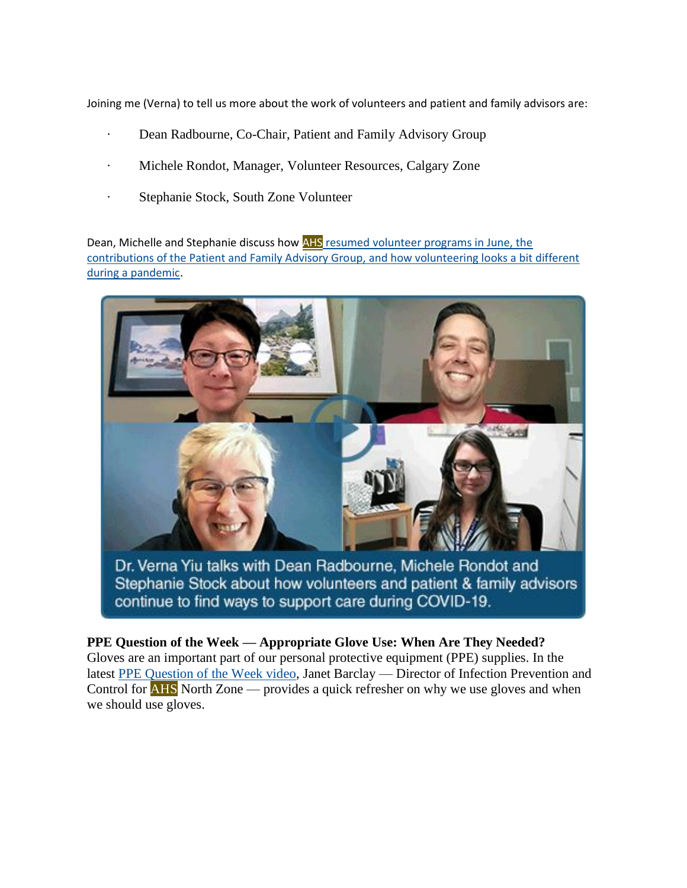Joining me (Verna) to tell us more about the work of volunteers and patient and family advisors are:

- Dean Radbourne, Co-Chair, Patient and Family Advisory Group
- Michele Rondot, Manager, Volunteer Resources, Calgary Zone
- Stephanie Stock, South Zone Volunteer

Dean, Michelle and Stephanie discuss how AHS resumed volunteer programs in June, the contributions of the Patient and Family Advisory Group, and how volunteering looks a bit different during a pandemic.

Dr. Verna Yiu talks with Dean Radbourne, Michele Rondot and Stephanie Stock about how volunteers and patient & family advisors continue to find ways to support care during COVID-19.

**PPE Question of the Week — Appropriate Glove Use: When Are They Needed?**
Gloves are an important part of our personal protective equipment (PPE) supplies. In the latest PPE Question of the Week video, Janet Barclay — Director of Infection Prevention and Control for AHS North Zone — provides a quick refresher on why we use gloves and when we should use gloves.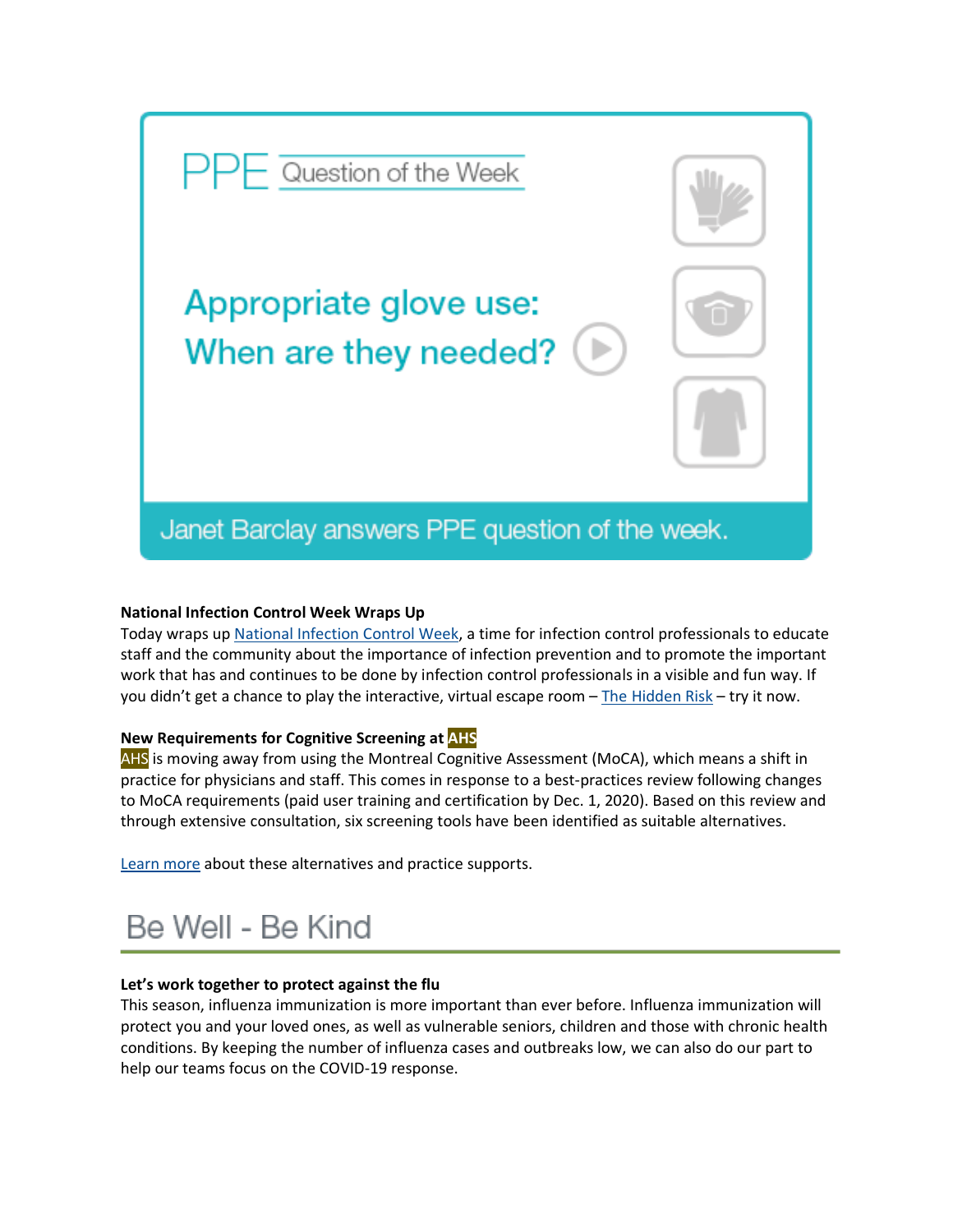PPE Question of the Week

Appropriate glove use: When are they needed?

Janet Barclay answers PPE question of the week.

**National Infection Control Week Wraps Up**

Today wraps up National Infection Control Week, a time for infection control professionals to educate staff and the community about the importance of infection prevention and to promote the important work that has and continues to be done by infection control professionals in a visible and fun way. If you didn't get a chance to play the interactive, virtual escape room – The Hidden Risk – try it now.

**New Requirements for Cognitive Screening at AHS**

AHS is moving away from using the Montreal Cognitive Assessment (MoCA), which means a shift in practice for physicians and staff. This comes in response to a best-practices review following changes to MoCA requirements (paid user training and certification by Dec. 1, 2020). Based on this review and through extensive consultation, six screening tools have been identified as suitable alternatives.

Learn more about these alternatives and practice supports.

# Be Well - Be Kind

**Let's work together to protect against the flu**

This season, influenza immunization is more important than ever before. Influenza immunization will protect you and your loved ones, as well as vulnerable seniors, children and those with chronic health conditions. By keeping the number of influenza cases and outbreaks low, we can also do our part to help our teams focus on the COVID-19 response.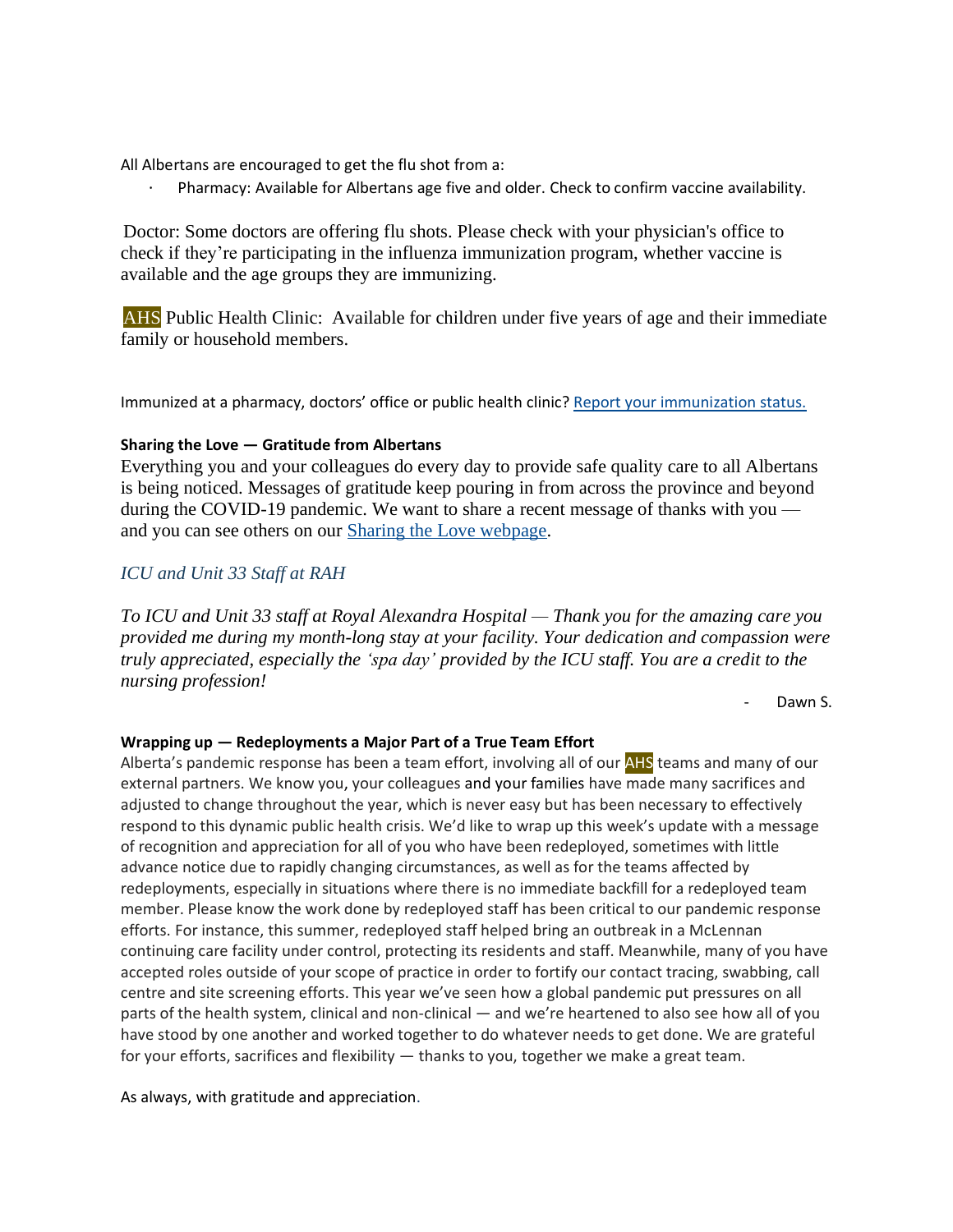All Albertans are encouraged to get the flu shot from a:

- Pharmacy: Available for Albertans age five and older. Check to confirm vaccine availability.

Doctor: Some doctors are offering flu shots. Please check with your physician's office to check if they're participating in the influenza immunization program, whether vaccine is available and the age groups they are immunizing.

AHS Public Health Clinic: Available for children under five years of age and their immediate family or household members.

Immunized at a pharmacy, doctors' office or public health clinic? [Report your immunization status.]

**Sharing the Love — Gratitude from Albertans**

Everything you and your colleagues do every day to provide safe quality care to all Albertans is being noticed. Messages of gratitude keep pouring in from across the province and beyond during the COVID-19 pandemic. We want to share a recent message of thanks with you — and you can see others on our [Sharing the Love webpage].

*ICU and Unit 33 Staff at RAH*

*To ICU and Unit 33 staff at Royal Alexandra Hospital — Thank you for the amazing care you provided me during my month-long stay at your facility. Your dedication and compassion were truly appreciated, especially the 'spa day' provided by the ICU staff. You are a credit to the nursing profession!*

- Dawn S.

**Wrapping up — Redeployments a Major Part of a True Team Effort**

Alberta's pandemic response has been a team effort, involving all of our AHS teams and many of our external partners. We know you, your colleagues and your families have made many sacrifices and adjusted to change throughout the year, which is never easy but has been necessary to effectively respond to this dynamic public health crisis. We'd like to wrap up this week's update with a message of recognition and appreciation for all of you who have been redeployed, sometimes with little advance notice due to rapidly changing circumstances, as well as for the teams affected by redeployments, especially in situations where there is no immediate backfill for a redeployed team member. Please know the work done by redeployed staff has been critical to our pandemic response efforts. For instance, this summer, redeployed staff helped bring an outbreak in a McLennan continuing care facility under control, protecting its residents and staff. Meanwhile, many of you have accepted roles outside of your scope of practice in order to fortify our contact tracing, swabbing, call centre and site screening efforts. This year we've seen how a global pandemic put pressures on all parts of the health system, clinical and non-clinical — and we're heartened to also see how all of you have stood by one another and worked together to do whatever needs to get done. We are grateful for your efforts, sacrifices and flexibility — thanks to you, together we make a great team.

As always, with gratitude and appreciation.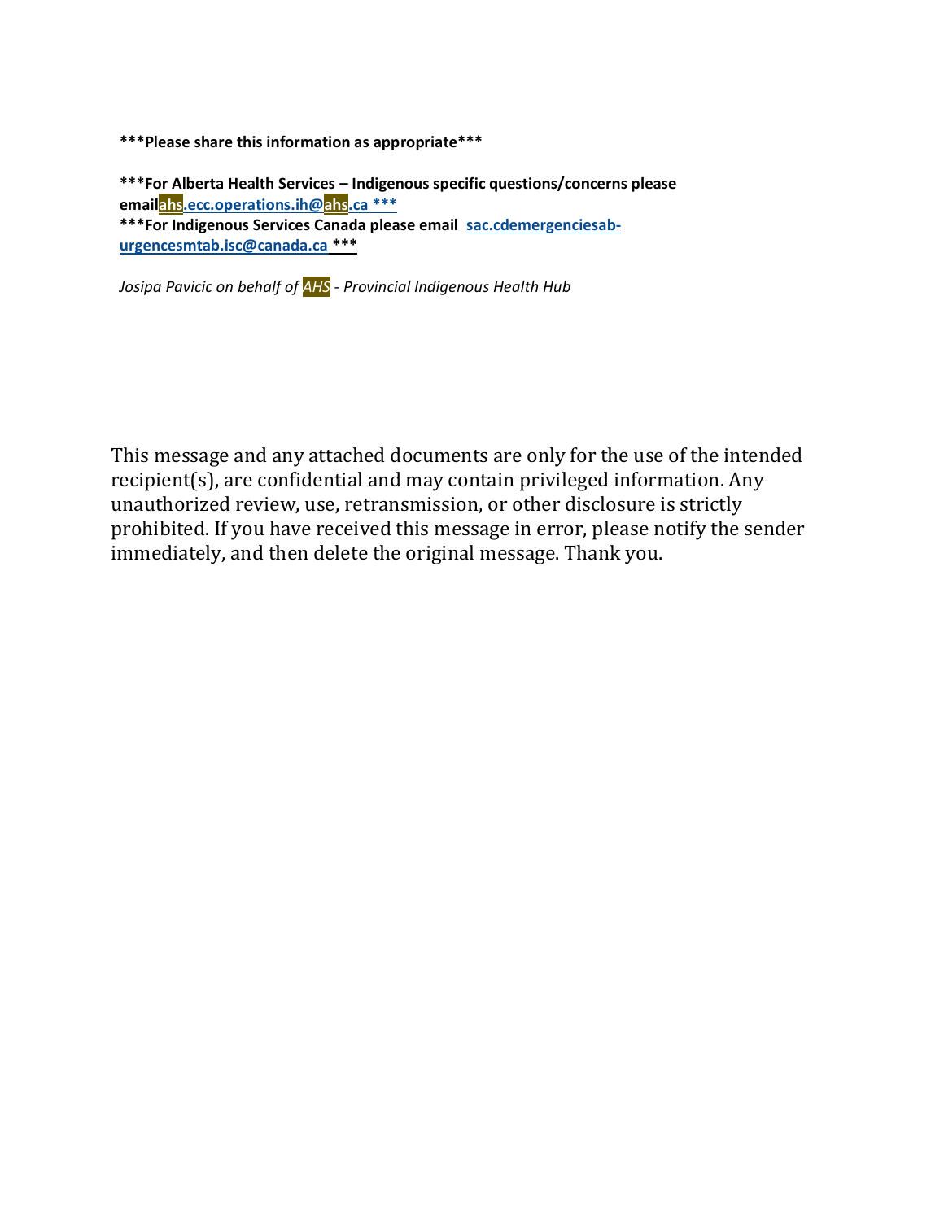**\*\*\*Please share this information as appropriate\*\*\***

**\*\*\*For Alberta Health Services – Indigenous specific questions/concerns please email ahs.ecc.operations.ih@ahs.ca \*\*\***
**\*\*\*For Indigenous Services Canada please email sac.cdemergenciesab-urgencesmtab.isc@canada.ca \*\*\***

*Josipa Pavicic on behalf of AHS - Provincial Indigenous Health Hub*

This message and any attached documents are only for the use of the intended recipient(s), are confidential and may contain privileged information. Any unauthorized review, use, retransmission, or other disclosure is strictly prohibited. If you have received this message in error, please notify the sender immediately, and then delete the original message. Thank you.